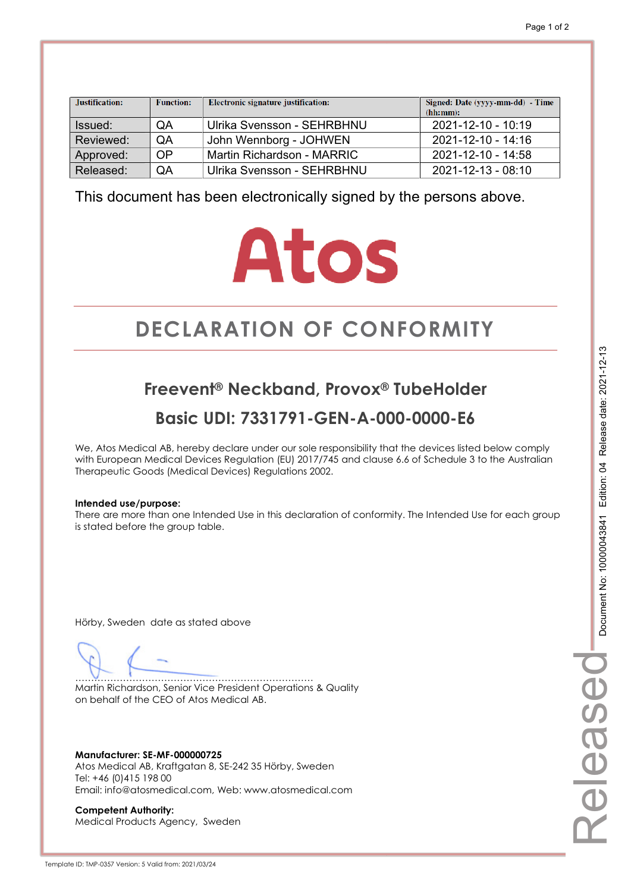| Justification: | Function: | Electronic signature justification: | Signed: Date (yyyy-mm-dd) - Time (hh:mm): |
|---|---|---|---|
| Issued: | QA | Ulrika Svensson - SEHRBHNU | 2021-12-10 - 10:19 |
| Reviewed: | QA | John Wennborg - JOHWEN | 2021-12-10 - 14:16 |
| Approved: | OP | Martin Richardson - MARRIC | 2021-12-10 - 14:58 |
| Released: | QA | Ulrika Svensson - SEHRBHNU | 2021-12-13 - 08:10 |

This document has been electronically signed by the persons above.

Atos

# DECLARATION OF CONFORMITY

## Freevent® Neckband, Provox® TubeHolder

## Basic UDI: 7331791-GEN-A-000-0000-E6

We, Atos Medical AB, hereby declare under our sole responsibility that the devices listed below comply with European Medical Devices Regulation (EU) 2017/745 and clause 6.6 of Schedule 3 to the Australian Therapeutic Goods (Medical Devices) Regulations 2002.

**Intended use/purpose:**
There are more than one Intended Use in this declaration of conformity. The Intended Use for each group is stated before the group table.

Hörby, Sweden date as stated above

........................................................................
Martin Richardson, Senior Vice President Operations & Quality
on behalf of the CEO of Atos Medical AB.

**Manufacturer: SE-MF-000000725**
Atos Medical AB, Kraftgatan 8, SE-242 35 Hörby, Sweden
Tel: +46 (0)415 198 00
Email: info@atosmedical.com, Web: www.atosmedical.com

**Competent Authority:**
Medical Products Agency, Sweden

Document No: 10000043841 Edition: 04 Release date: 2021-12-13

Released

Template ID: TMP-0357 Version: 5 Valid from: 2021/03/24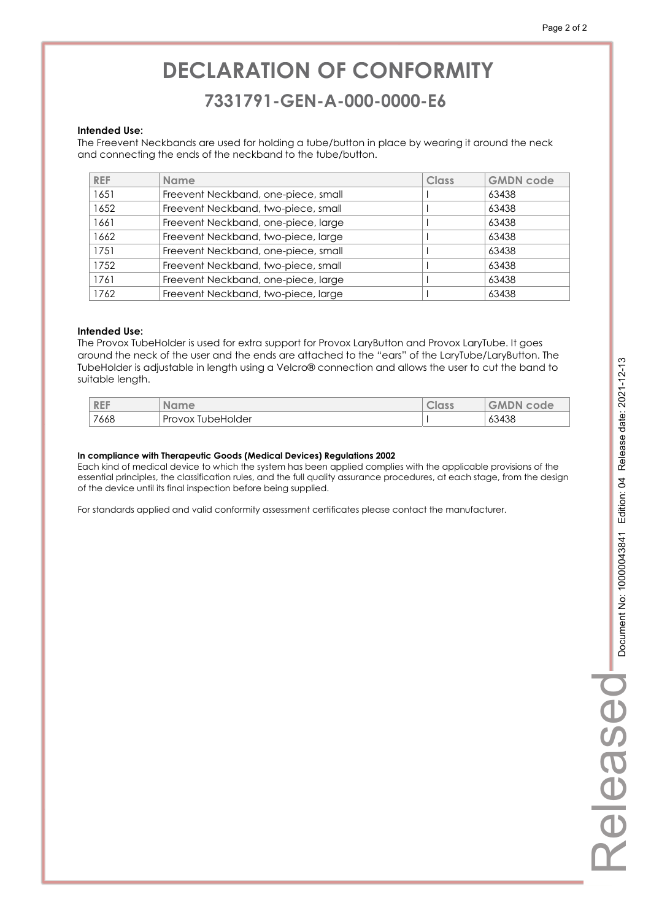# DECLARATION OF CONFORMITY

## 7331791-GEN-A-000-0000-E6

**Intended Use:**

The Freevent Neckbands are used for holding a tube/button in place by wearing it around the neck and connecting the ends of the neckband to the tube/button.

| REF | Name | Class | GMDN code |
|---|---|---|---|
| 1651 | Freevent Neckband, one-piece, small | I | 63438 |
| 1652 | Freevent Neckband, two-piece, small | I | 63438 |
| 1661 | Freevent Neckband, one-piece, large | I | 63438 |
| 1662 | Freevent Neckband, two-piece, large | I | 63438 |
| 1751 | Freevent Neckband, one-piece, small | I | 63438 |
| 1752 | Freevent Neckband, two-piece, small | I | 63438 |
| 1761 | Freevent Neckband, one-piece, large | I | 63438 |
| 1762 | Freevent Neckband, two-piece, large | I | 63438 |

**Intended Use:**

The Provox TubeHolder is used for extra support for Provox LaryButton and Provox LaryTube. It goes around the neck of the user and the ends are attached to the "ears" of the LaryTube/LaryButton. The TubeHolder is adjustable in length using a Velcro® connection and allows the user to cut the band to suitable length.

| REF | Name | Class | GMDN code |
|---|---|---|---|
| 7668 | Provox TubeHolder | I | 63438 |

**In compliance with Therapeutic Goods (Medical Devices) Regulations 2002**

Each kind of medical device to which the system has been applied complies with the applicable provisions of the essential principles, the classification rules, and the full quality assurance procedures, at each stage, from the design of the device until its final inspection before being supplied.

For standards applied and valid conformity assessment certificates please contact the manufacturer.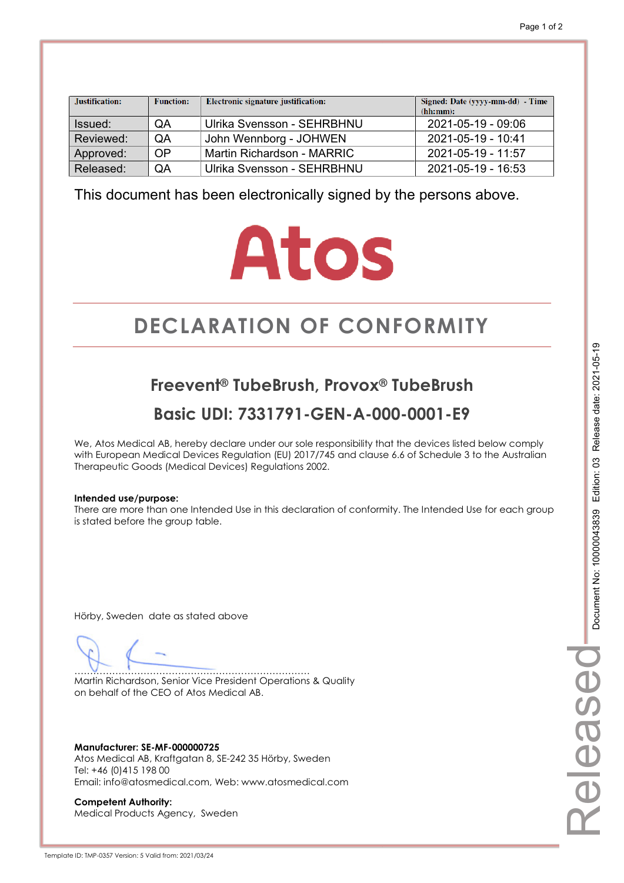| Justification: | Function: | Electronic signature justification: | Signed: Date (yyyy-mm-dd) - Time (hh:mm): |
|---|---|---|---|
| Issued: | QA | Ulrika Svensson - SEHRBHNU | 2021-05-19 - 09:06 |
| Reviewed: | QA | John Wennborg - JOHWEN | 2021-05-19 - 10:41 |
| Approved: | OP | Martin Richardson - MARRIC | 2021-05-19 - 11:57 |
| Released: | QA | Ulrika Svensson - SEHRBHNU | 2021-05-19 - 16:53 |

This document has been electronically signed by the persons above.

Atos

# DECLARATION OF CONFORMITY

## Freevent® TubeBrush, Provox® TubeBrush

## Basic UDI: 7331791-GEN-A-000-0001-E9

We, Atos Medical AB, hereby declare under our sole responsibility that the devices listed below comply with European Medical Devices Regulation (EU) 2017/745 and clause 6.6 of Schedule 3 to the Australian Therapeutic Goods (Medical Devices) Regulations 2002.

**Intended use/purpose:**
There are more than one Intended Use in this declaration of conformity. The Intended Use for each group is stated before the group table.

Hörby, Sweden date as stated above

..........................................................................
Martin Richardson, Senior Vice President Operations & Quality
on behalf of the CEO of Atos Medical AB.

**Manufacturer: SE-MF-000000725**
Atos Medical AB, Kraftgatan 8, SE-242 35 Hörby, Sweden
Tel: +46 (0)415 198 00
Email: info@atosmedical.com, Web: www.atosmedical.com

**Competent Authority:**
Medical Products Agency, Sweden

Document No: 10000043839 Edition: 03 Release date: 2021-05-19

Released

Template ID: TMP-0357 Version: 5 Valid from: 2021/03/24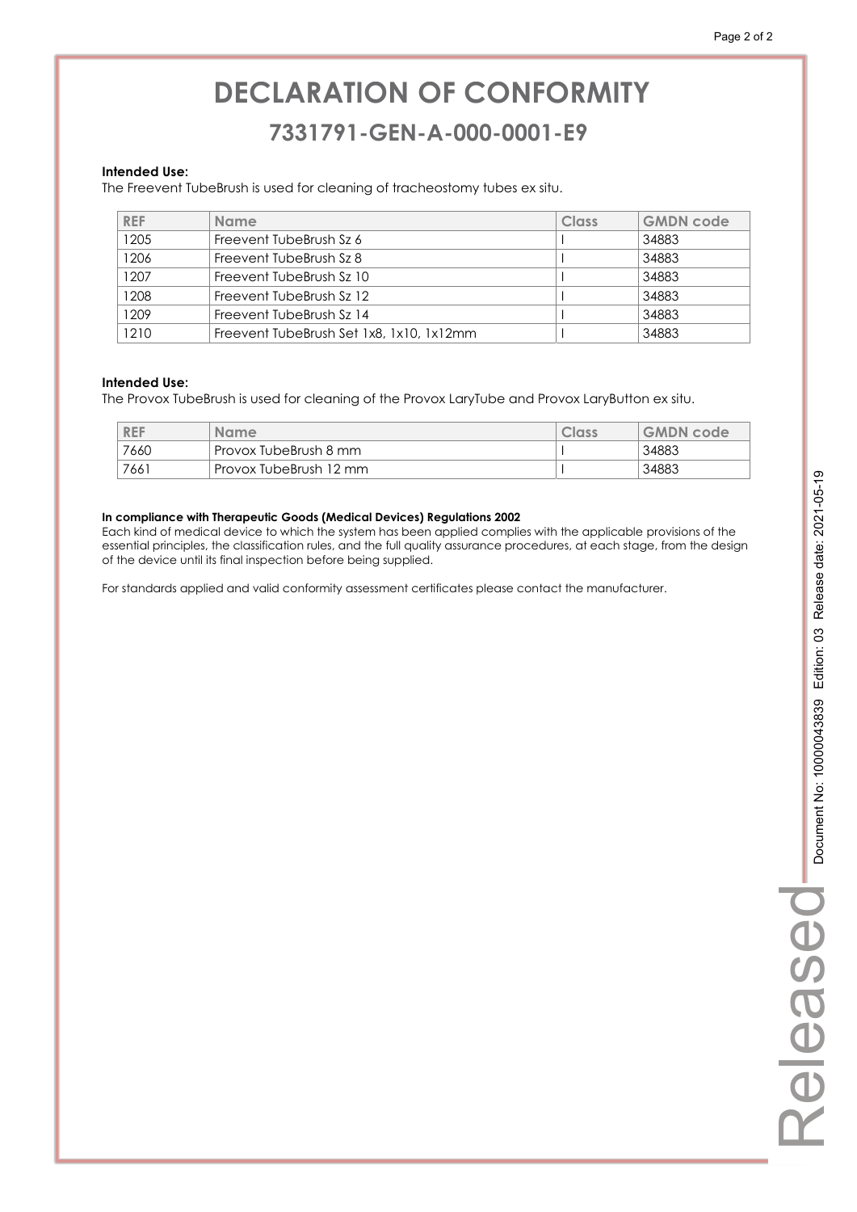# DECLARATION OF CONFORMITY

## 7331791-GEN-A-000-0001-E9

**Intended Use:**
The Freevent TubeBrush is used for cleaning of tracheostomy tubes ex situ.

| REF | Name | Class | GMDN code |
|---|---|---|---|
| 1205 | Freevent TubeBrush Sz 6 | I | 34883 |
| 1206 | Freevent TubeBrush Sz 8 | I | 34883 |
| 1207 | Freevent TubeBrush Sz 10 | I | 34883 |
| 1208 | Freevent TubeBrush Sz 12 | I | 34883 |
| 1209 | Freevent TubeBrush Sz 14 | I | 34883 |
| 1210 | Freevent TubeBrush Set 1x8, 1x10, 1x12mm | I | 34883 |

**Intended Use:**
The Provox TubeBrush is used for cleaning of the Provox LaryTube and Provox LaryButton ex situ.

| REF | Name | Class | GMDN code |
|---|---|---|---|
| 7660 | Provox TubeBrush 8 mm | I | 34883 |
| 7661 | Provox TubeBrush 12 mm | I | 34883 |

**In compliance with Therapeutic Goods (Medical Devices) Regulations 2002**
Each kind of medical device to which the system has been applied complies with the applicable provisions of the essential principles, the classification rules, and the full quality assurance procedures, at each stage, from the design of the device until its final inspection before being supplied.

For standards applied and valid conformity assessment certificates please contact the manufacturer.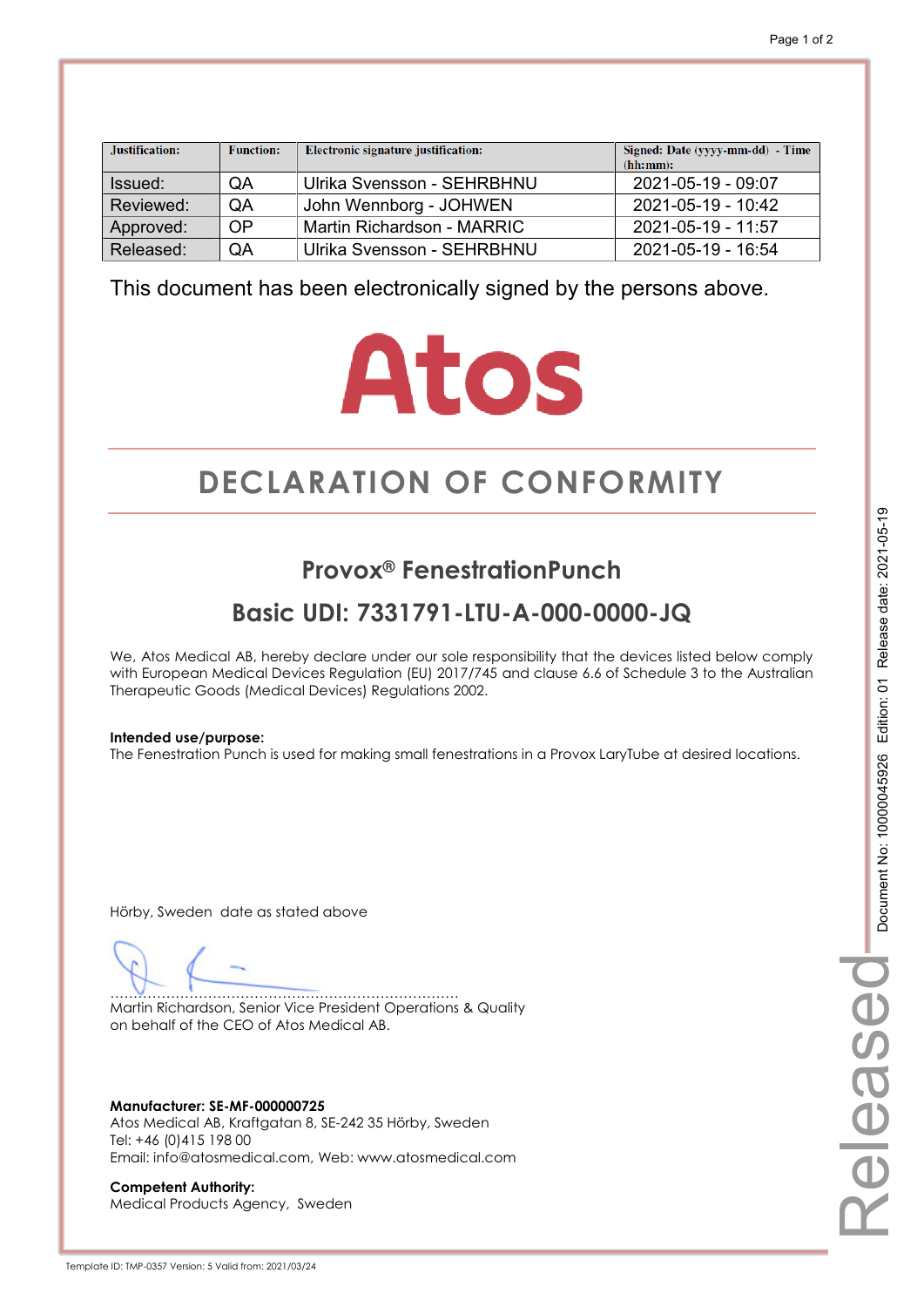| Justification: | Function: | Electronic signature justification: | Signed: Date (yyyy-mm-dd) - Time (hh:mm): |
|---|---|---|---|
| Issued: | QA | Ulrika Svensson - SEHRBHNU | 2021-05-19 - 09:07 |
| Reviewed: | QA | John Wennborg - JOHWEN | 2021-05-19 - 10:42 |
| Approved: | OP | Martin Richardson - MARRIC | 2021-05-19 - 11:57 |
| Released: | QA | Ulrika Svensson - SEHRBHNU | 2021-05-19 - 16:54 |

This document has been electronically signed by the persons above.

Atos

# DECLARATION OF CONFORMITY

## Provox® FenestrationPunch

## Basic UDI: 7331791-LTU-A-000-0000-JQ

We, Atos Medical AB, hereby declare under our sole responsibility that the devices listed below comply with European Medical Devices Regulation (EU) 2017/745 and clause 6.6 of Schedule 3 to the Australian Therapeutic Goods (Medical Devices) Regulations 2002.

**Intended use/purpose:**
The Fenestration Punch is used for making small fenestrations in a Provox LaryTube at desired locations.

Hörby, Sweden date as stated above

.........................................................................
Martin Richardson, Senior Vice President Operations & Quality
on behalf of the CEO of Atos Medical AB.

**Manufacturer: SE-MF-000000725**
Atos Medical AB, Kraftgatan 8, SE-242 35 Hörby, Sweden
Tel: +46 (0)415 198 00
Email: info@atosmedical.com, Web: www.atosmedical.com

**Competent Authority:**
Medical Products Agency, Sweden

Document No: 10000045926 Edition: 01 Release date: 2021-05-19

Released

Template ID: TMP-0357 Version: 5 Valid from: 2021/03/24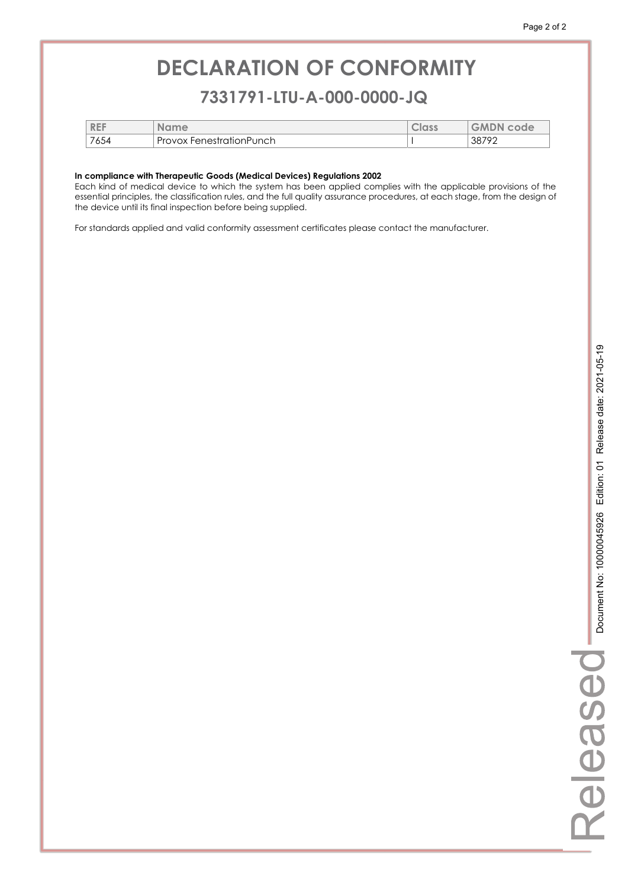# DECLARATION OF CONFORMITY

## 7331791-LTU-A-000-0000-JQ

| REF | Name | Class | GMDN code |
|---|---|---|---|
| 7654 | Provox FenestrationPunch | I | 38792 |

**In compliance with Therapeutic Goods (Medical Devices) Regulations 2002**
Each kind of medical device to which the system has been applied complies with the applicable provisions of the essential principles, the classification rules, and the full quality assurance procedures, at each stage, from the design of the device until its final inspection before being supplied.

For standards applied and valid conformity assessment certificates please contact the manufacturer.

Released Document No: 10000045926 Edition: 01 Release date: 2021-05-19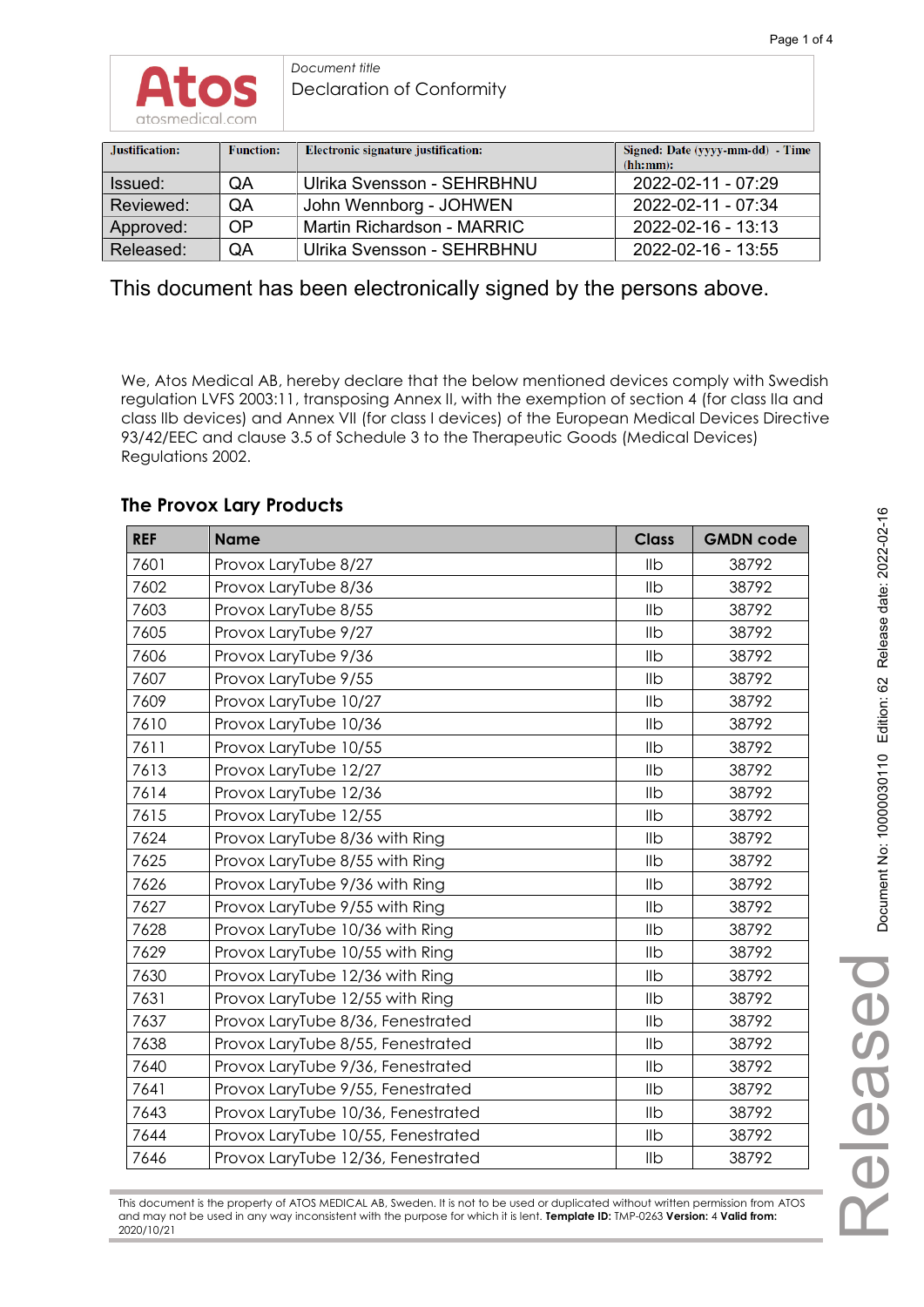Document title
Declaration of Conformity

| Justification: | Function: | Electronic signature justification: | Signed: Date (yyyy-mm-dd) - Time (hh:mm): |
|---|---|---|---|
| Issued: | QA | Ulrika Svensson - SEHRBHNU | 2022-02-11 - 07:29 |
| Reviewed: | QA | John Wennborg - JOHWEN | 2022-02-11 - 07:34 |
| Approved: | OP | Martin Richardson - MARRIC | 2022-02-16 - 13:13 |
| Released: | QA | Ulrika Svensson - SEHRBHNU | 2022-02-16 - 13:55 |

This document has been electronically signed by the persons above.

We, Atos Medical AB, hereby declare that the below mentioned devices comply with Swedish regulation LVFS 2003:11, transposing Annex II, with the exemption of section 4 (for class IIa and class IIb devices) and Annex VII (for class I devices) of the European Medical Devices Directive 93/42/EEC and clause 3.5 of Schedule 3 to the Therapeutic Goods (Medical Devices) Regulations 2002.

### The Provox Lary Products

| REF | Name | Class | GMDN code |
|---|---|---|---|
| 7601 | Provox LaryTube 8/27 | IIb | 38792 |
| 7602 | Provox LaryTube 8/36 | IIb | 38792 |
| 7603 | Provox LaryTube 8/55 | IIb | 38792 |
| 7605 | Provox LaryTube 9/27 | IIb | 38792 |
| 7606 | Provox LaryTube 9/36 | IIb | 38792 |
| 7607 | Provox LaryTube 9/55 | IIb | 38792 |
| 7609 | Provox LaryTube 10/27 | IIb | 38792 |
| 7610 | Provox LaryTube 10/36 | IIb | 38792 |
| 7611 | Provox LaryTube 10/55 | IIb | 38792 |
| 7613 | Provox LaryTube 12/27 | IIb | 38792 |
| 7614 | Provox LaryTube 12/36 | IIb | 38792 |
| 7615 | Provox LaryTube 12/55 | IIb | 38792 |
| 7624 | Provox LaryTube 8/36 with Ring | IIb | 38792 |
| 7625 | Provox LaryTube 8/55 with Ring | IIb | 38792 |
| 7626 | Provox LaryTube 9/36 with Ring | IIb | 38792 |
| 7627 | Provox LaryTube 9/55 with Ring | IIb | 38792 |
| 7628 | Provox LaryTube 10/36 with Ring | IIb | 38792 |
| 7629 | Provox LaryTube 10/55 with Ring | IIb | 38792 |
| 7630 | Provox LaryTube 12/36 with Ring | IIb | 38792 |
| 7631 | Provox LaryTube 12/55 with Ring | IIb | 38792 |
| 7637 | Provox LaryTube 8/36, Fenestrated | IIb | 38792 |
| 7638 | Provox LaryTube 8/55, Fenestrated | IIb | 38792 |
| 7640 | Provox LaryTube 9/36, Fenestrated | IIb | 38792 |
| 7641 | Provox LaryTube 9/55, Fenestrated | IIb | 38792 |
| 7643 | Provox LaryTube 10/36, Fenestrated | IIb | 38792 |
| 7644 | Provox LaryTube 10/55, Fenestrated | IIb | 38792 |
| 7646 | Provox LaryTube 12/36, Fenestrated | IIb | 38792 |

This document is the property of ATOS MEDICAL AB, Sweden. It is not to be used or duplicated without written permission from ATOS and may not be used in any way inconsistent with the purpose for which it is lent. **Template ID:** TMP-0263 **Version:** 4 **Valid from:** 2020/10/21

Document No: 10000030110 Edition: 62 Release date: 2022-02-16

Released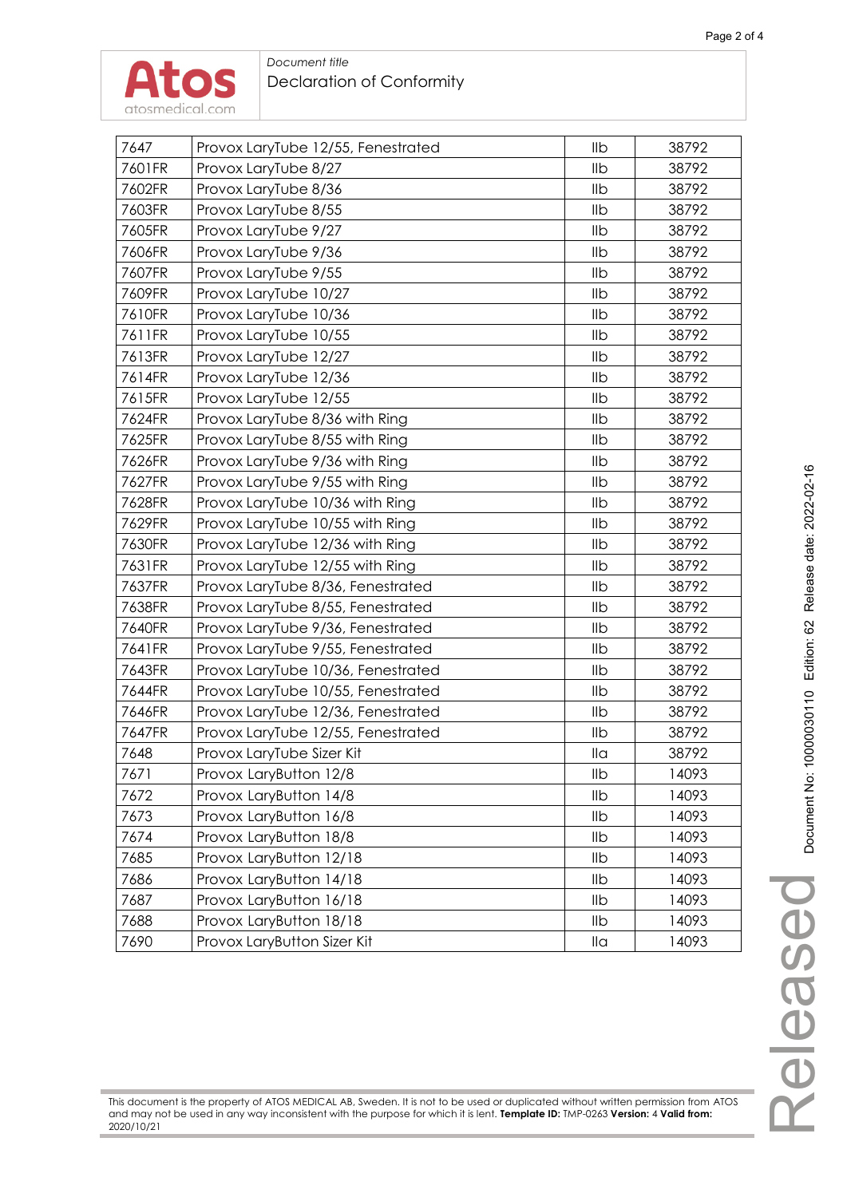| 7647 | Provox LaryTube 12/55, Fenestrated | IIb | 38792 |
|---|---|---|---|
| 7601FR | Provox LaryTube 8/27 | IIb | 38792 |
| 7602FR | Provox LaryTube 8/36 | IIb | 38792 |
| 7603FR | Provox LaryTube 8/55 | IIb | 38792 |
| 7605FR | Provox LaryTube 9/27 | IIb | 38792 |
| 7606FR | Provox LaryTube 9/36 | IIb | 38792 |
| 7607FR | Provox LaryTube 9/55 | IIb | 38792 |
| 7609FR | Provox LaryTube 10/27 | IIb | 38792 |
| 7610FR | Provox LaryTube 10/36 | IIb | 38792 |
| 7611FR | Provox LaryTube 10/55 | IIb | 38792 |
| 7613FR | Provox LaryTube 12/27 | IIb | 38792 |
| 7614FR | Provox LaryTube 12/36 | IIb | 38792 |
| 7615FR | Provox LaryTube 12/55 | IIb | 38792 |
| 7624FR | Provox LaryTube 8/36 with Ring | IIb | 38792 |
| 7625FR | Provox LaryTube 8/55 with Ring | IIb | 38792 |
| 7626FR | Provox LaryTube 9/36 with Ring | IIb | 38792 |
| 7627FR | Provox LaryTube 9/55 with Ring | IIb | 38792 |
| 7628FR | Provox LaryTube 10/36 with Ring | IIb | 38792 |
| 7629FR | Provox LaryTube 10/55 with Ring | IIb | 38792 |
| 7630FR | Provox LaryTube 12/36 with Ring | IIb | 38792 |
| 7631FR | Provox LaryTube 12/55 with Ring | IIb | 38792 |
| 7637FR | Provox LaryTube 8/36, Fenestrated | IIb | 38792 |
| 7638FR | Provox LaryTube 8/55, Fenestrated | IIb | 38792 |
| 7640FR | Provox LaryTube 9/36, Fenestrated | IIb | 38792 |
| 7641FR | Provox LaryTube 9/55, Fenestrated | IIb | 38792 |
| 7643FR | Provox LaryTube 10/36, Fenestrated | IIb | 38792 |
| 7644FR | Provox LaryTube 10/55, Fenestrated | IIb | 38792 |
| 7646FR | Provox LaryTube 12/36, Fenestrated | IIb | 38792 |
| 7647FR | Provox LaryTube 12/55, Fenestrated | IIb | 38792 |
| 7648 | Provox LaryTube Sizer Kit | IIa | 38792 |
| 7671 | Provox LaryButton 12/8 | IIb | 14093 |
| 7672 | Provox LaryButton 14/8 | IIb | 14093 |
| 7673 | Provox LaryButton 16/8 | IIb | 14093 |
| 7674 | Provox LaryButton 18/8 | IIb | 14093 |
| 7685 | Provox LaryButton 12/18 | IIb | 14093 |
| 7686 | Provox LaryButton 14/18 | IIb | 14093 |
| 7687 | Provox LaryButton 16/18 | IIb | 14093 |
| 7688 | Provox LaryButton 18/18 | IIb | 14093 |
| 7690 | Provox LaryButton Sizer Kit | IIa | 14093 |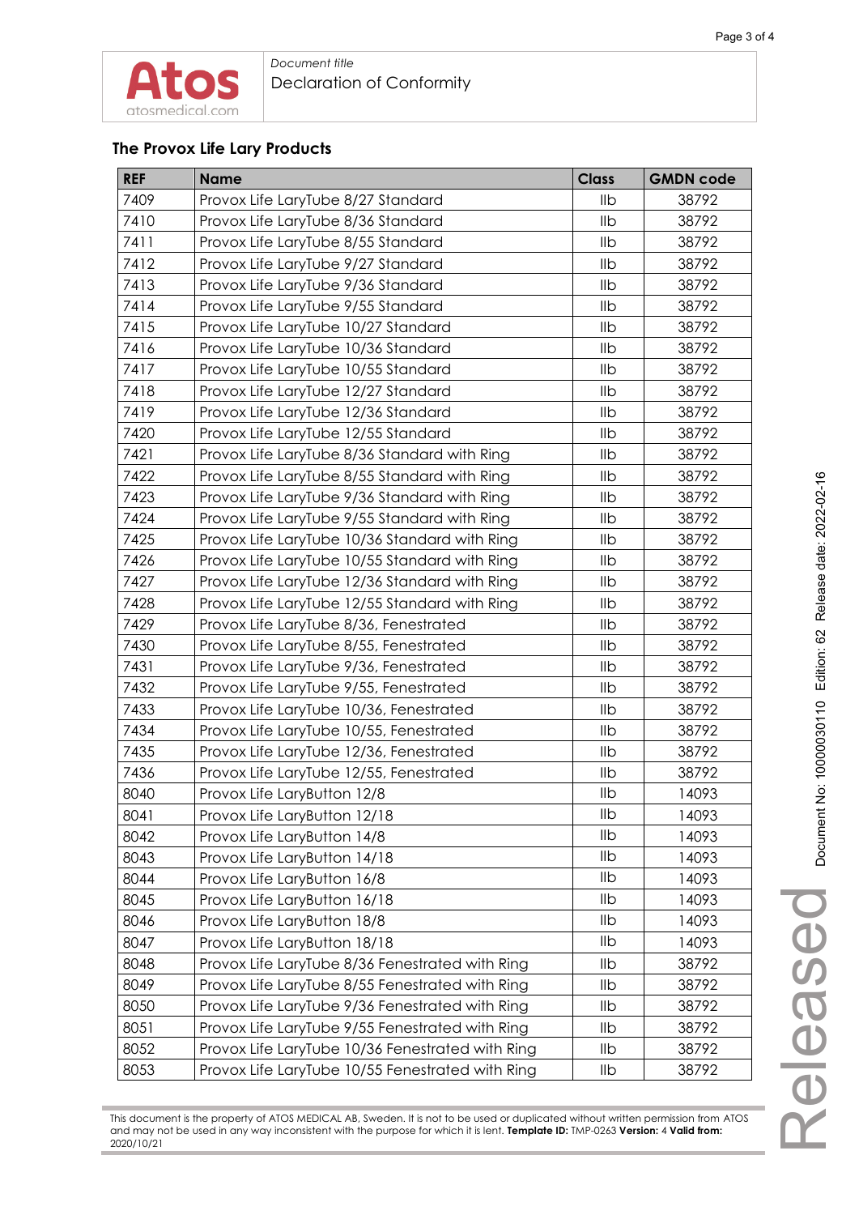## The Provox Life Lary Products

| REF | Name | Class | GMDN code |
|---|---|---|---|
| 7409 | Provox Life LaryTube 8/27 Standard | IIb | 38792 |
| 7410 | Provox Life LaryTube 8/36 Standard | IIb | 38792 |
| 7411 | Provox Life LaryTube 8/55 Standard | IIb | 38792 |
| 7412 | Provox Life LaryTube 9/27 Standard | IIb | 38792 |
| 7413 | Provox Life LaryTube 9/36 Standard | IIb | 38792 |
| 7414 | Provox Life LaryTube 9/55 Standard | IIb | 38792 |
| 7415 | Provox Life LaryTube 10/27 Standard | IIb | 38792 |
| 7416 | Provox Life LaryTube 10/36 Standard | IIb | 38792 |
| 7417 | Provox Life LaryTube 10/55 Standard | IIb | 38792 |
| 7418 | Provox Life LaryTube 12/27 Standard | IIb | 38792 |
| 7419 | Provox Life LaryTube 12/36 Standard | IIb | 38792 |
| 7420 | Provox Life LaryTube 12/55 Standard | IIb | 38792 |
| 7421 | Provox Life LaryTube 8/36 Standard with Ring | IIb | 38792 |
| 7422 | Provox Life LaryTube 8/55 Standard with Ring | IIb | 38792 |
| 7423 | Provox Life LaryTube 9/36 Standard with Ring | IIb | 38792 |
| 7424 | Provox Life LaryTube 9/55 Standard with Ring | IIb | 38792 |
| 7425 | Provox Life LaryTube 10/36 Standard with Ring | IIb | 38792 |
| 7426 | Provox Life LaryTube 10/55 Standard with Ring | IIb | 38792 |
| 7427 | Provox Life LaryTube 12/36 Standard with Ring | IIb | 38792 |
| 7428 | Provox Life LaryTube 12/55 Standard with Ring | IIb | 38792 |
| 7429 | Provox Life LaryTube 8/36, Fenestrated | IIb | 38792 |
| 7430 | Provox Life LaryTube 8/55, Fenestrated | IIb | 38792 |
| 7431 | Provox Life LaryTube 9/36, Fenestrated | IIb | 38792 |
| 7432 | Provox Life LaryTube 9/55, Fenestrated | IIb | 38792 |
| 7433 | Provox Life LaryTube 10/36, Fenestrated | IIb | 38792 |
| 7434 | Provox Life LaryTube 10/55, Fenestrated | IIb | 38792 |
| 7435 | Provox Life LaryTube 12/36, Fenestrated | IIb | 38792 |
| 7436 | Provox Life LaryTube 12/55, Fenestrated | IIb | 38792 |
| 8040 | Provox Life LaryButton 12/8 | IIb | 14093 |
| 8041 | Provox Life LaryButton 12/18 | IIb | 14093 |
| 8042 | Provox Life LaryButton 14/8 | IIb | 14093 |
| 8043 | Provox Life LaryButton 14/18 | IIb | 14093 |
| 8044 | Provox Life LaryButton 16/8 | IIb | 14093 |
| 8045 | Provox Life LaryButton 16/18 | IIb | 14093 |
| 8046 | Provox Life LaryButton 18/8 | IIb | 14093 |
| 8047 | Provox Life LaryButton 18/18 | IIb | 14093 |
| 8048 | Provox Life LaryTube 8/36 Fenestrated with Ring | IIb | 38792 |
| 8049 | Provox Life LaryTube 8/55 Fenestrated with Ring | IIb | 38792 |
| 8050 | Provox Life LaryTube 9/36 Fenestrated with Ring | IIb | 38792 |
| 8051 | Provox Life LaryTube 9/55 Fenestrated with Ring | IIb | 38792 |
| 8052 | Provox Life LaryTube 10/36 Fenestrated with Ring | IIb | 38792 |
| 8053 | Provox Life LaryTube 10/55 Fenestrated with Ring | IIb | 38792 |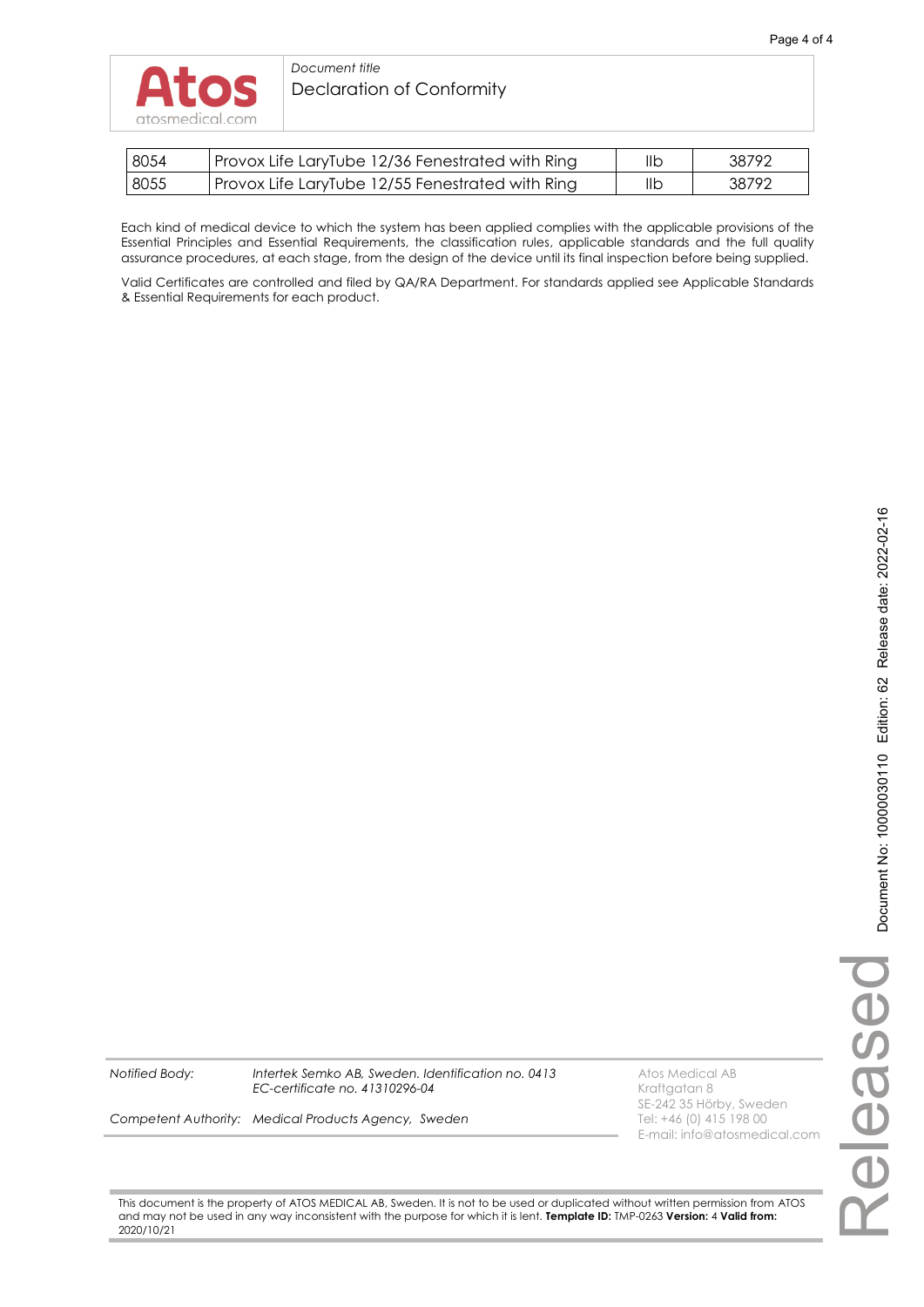| 8054 | Provox Life LaryTube 12/36 Fenestrated with Ring | IIb | 38792 |
|---|---|---|---|
| 8055 | Provox Life LaryTube 12/55 Fenestrated with Ring | IIb | 38792 |

Each kind of medical device to which the system has been applied complies with the applicable provisions of the Essential Principles and Essential Requirements, the classification rules, applicable standards and the full quality assurance procedures, at each stage, from the design of the device until its final inspection before being supplied.

Valid Certificates are controlled and filed by QA/RA Department. For standards applied see Applicable Standards & Essential Requirements for each product.

*Notified Body:* *Intertek Semko AB, Sweden. Identification no. 0413*
*EC-certificate no. 41310296-04*

*Competent Authority:* *Medical Products Agency, Sweden*

Atos Medical AB
Kraftgatan 8
SE-242 35 Hörby, Sweden
Tel: +46 (0) 415 198 00
E-mail: info@atosmedical.com

This document is the property of ATOS MEDICAL AB, Sweden. It is not to be used or duplicated without written permission from ATOS and may not be used in any way inconsistent with the purpose for which it is lent. **Template ID:** TMP-0263 **Version:** 4 **Valid from:** 2020/10/21

Released Document No: 10000030110 Edition: 62 Release date: 2022-02-16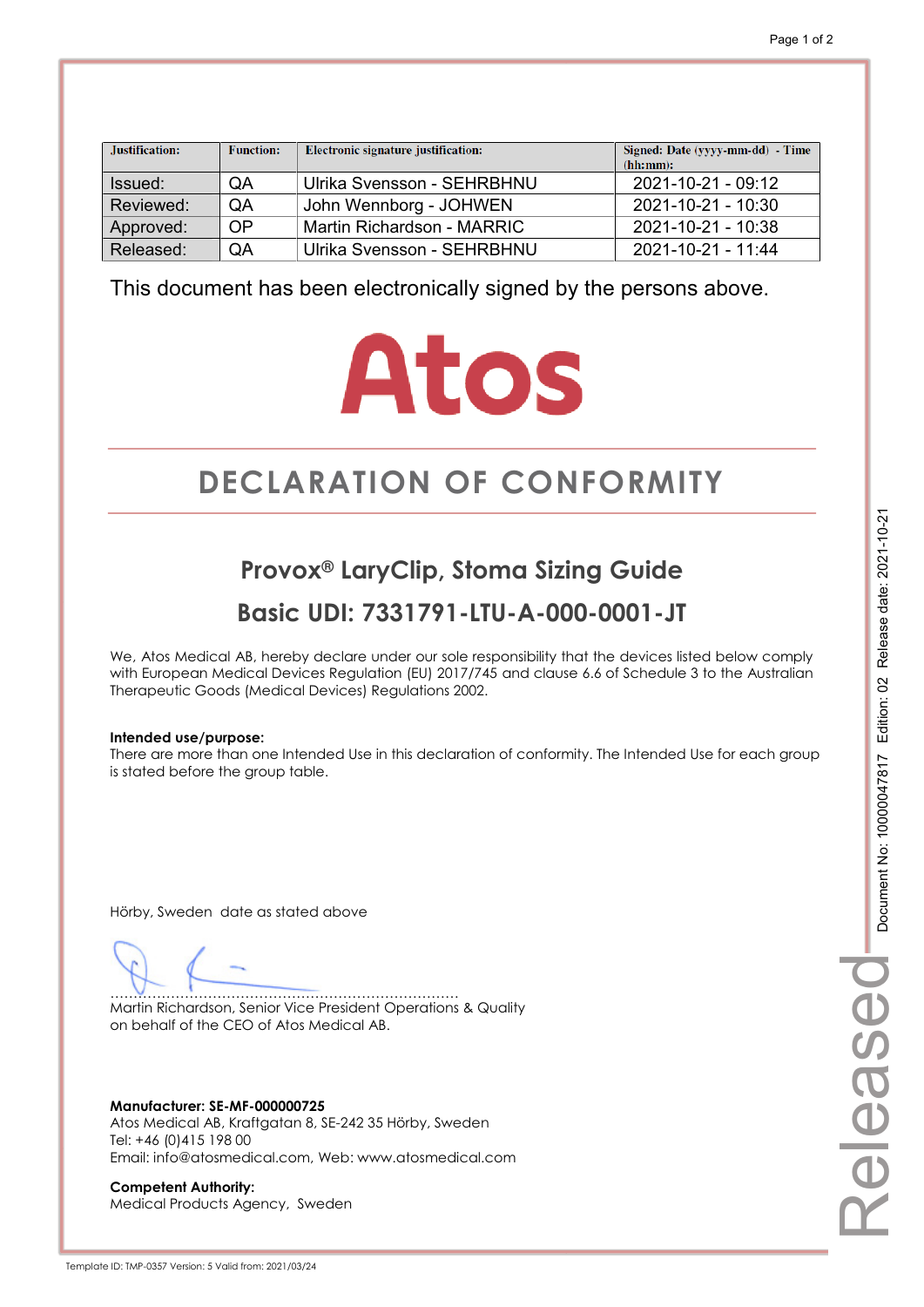| Justification: | Function: | Electronic signature justification: | Signed: Date (yyyy-mm-dd) - Time (hh:mm): |
|---|---|---|---|
| Issued: | QA | Ulrika Svensson - SEHRBHNU | 2021-10-21 - 09:12 |
| Reviewed: | QA | John Wennborg - JOHWEN | 2021-10-21 - 10:30 |
| Approved: | OP | Martin Richardson - MARRIC | 2021-10-21 - 10:38 |
| Released: | QA | Ulrika Svensson - SEHRBHNU | 2021-10-21 - 11:44 |

This document has been electronically signed by the persons above.

Atos

# DECLARATION OF CONFORMITY

## Provox® LaryClip, Stoma Sizing Guide

## Basic UDI: 7331791-LTU-A-000-0001-JT

We, Atos Medical AB, hereby declare under our sole responsibility that the devices listed below comply with European Medical Devices Regulation (EU) 2017/745 and clause 6.6 of Schedule 3 to the Australian Therapeutic Goods (Medical Devices) Regulations 2002.

**Intended use/purpose:**
There are more than one Intended Use in this declaration of conformity. The Intended Use for each group is stated before the group table.

Hörby, Sweden date as stated above

.........................................................................
Martin Richardson, Senior Vice President Operations & Quality
on behalf of the CEO of Atos Medical AB.

**Manufacturer: SE-MF-000000725**
Atos Medical AB, Kraftgatan 8, SE-242 35 Hörby, Sweden
Tel: +46 (0)415 198 00
Email: info@atosmedical.com, Web: www.atosmedical.com

**Competent Authority:**
Medical Products Agency, Sweden

Document No: 10000047817 Edition: 02 Release date: 2021-10-21

Released

Template ID: TMP-0357 Version: 5 Valid from: 2021/03/24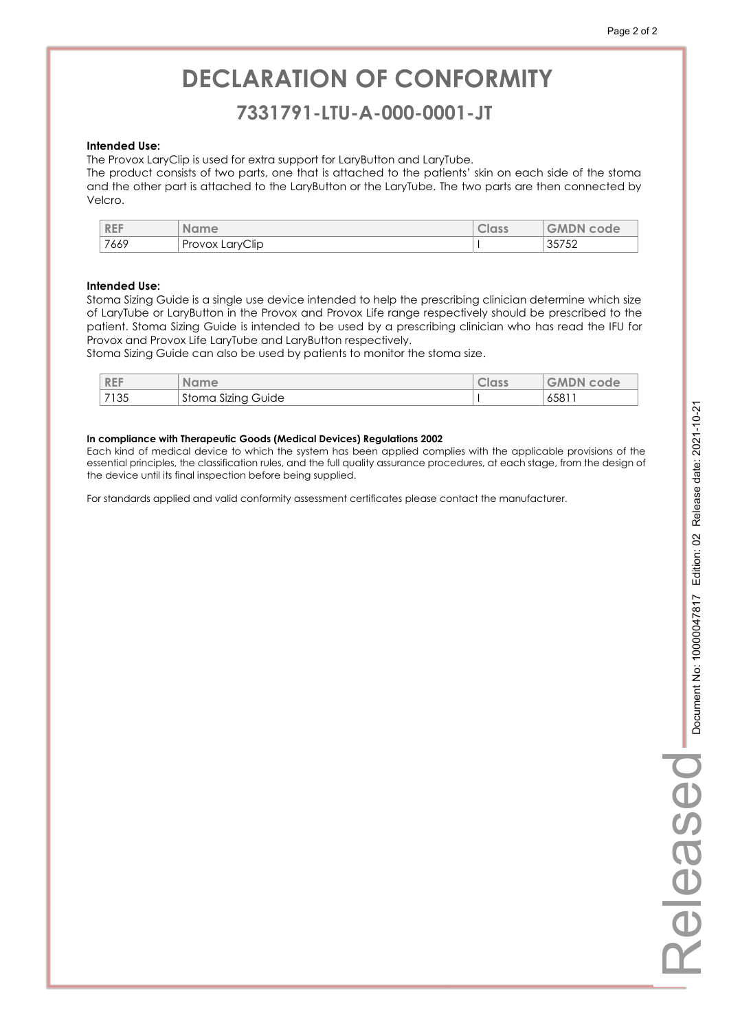# DECLARATION OF CONFORMITY

## 7331791-LTU-A-000-0001-JT

**Intended Use:**

The Provox LaryClip is used for extra support for LaryButton and LaryTube.

The product consists of two parts, one that is attached to the patients' skin on each side of the stoma and the other part is attached to the LaryButton or the LaryTube. The two parts are then connected by Velcro.

| REF | Name | Class | GMDN code |
|---|---|---|---|
| 7669 | Provox LaryClip | I | 35752 |

**Intended Use:**

Stoma Sizing Guide is a single use device intended to help the prescribing clinician determine which size of LaryTube or LaryButton in the Provox and Provox Life range respectively should be prescribed to the patient. Stoma Sizing Guide is intended to be used by a prescribing clinician who has read the IFU for Provox and Provox Life LaryTube and LaryButton respectively.

Stoma Sizing Guide can also be used by patients to monitor the stoma size.

| REF | Name | Class | GMDN code |
|---|---|---|---|
| 7135 | Stoma Sizing Guide | I | 65811 |

**In compliance with Therapeutic Goods (Medical Devices) Regulations 2002**

Each kind of medical device to which the system has been applied complies with the applicable provisions of the essential principles, the classification rules, and the full quality assurance procedures, at each stage, from the design of the device until its final inspection before being supplied.

For standards applied and valid conformity assessment certificates please contact the manufacturer.

Released Document No: 1000047817 Edition: 02 Release date: 2021-10-21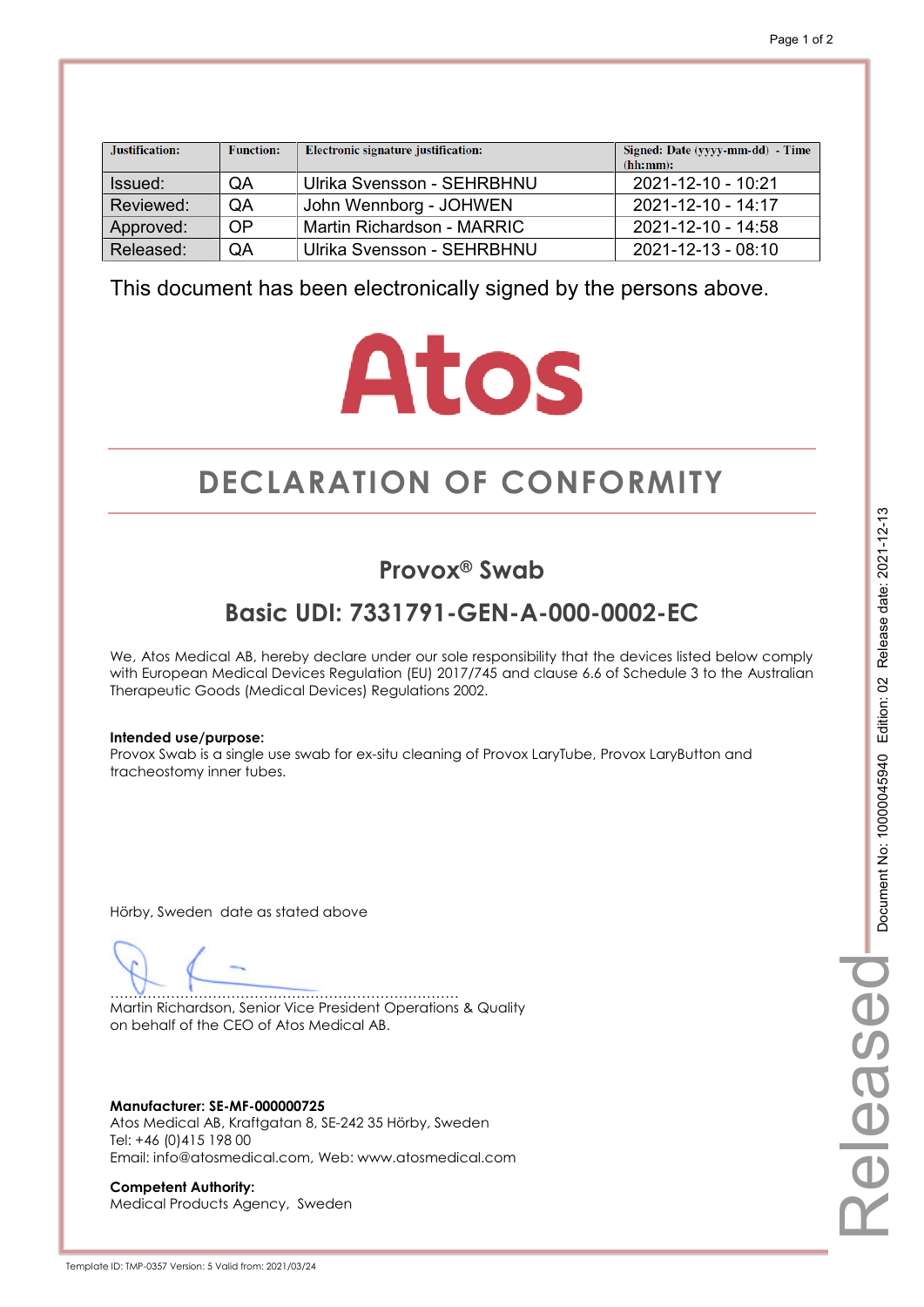| Justification: | Function: | Electronic signature justification: | Signed: Date (yyyy-mm-dd) - Time (hh:mm): |
|---|---|---|---|
| Issued: | QA | Ulrika Svensson - SEHRBHNU | 2021-12-10 - 10:21 |
| Reviewed: | QA | John Wennborg - JOHWEN | 2021-12-10 - 14:17 |
| Approved: | OP | Martin Richardson - MARRIC | 2021-12-10 - 14:58 |
| Released: | QA | Ulrika Svensson - SEHRBHNU | 2021-12-13 - 08:10 |

This document has been electronically signed by the persons above.

Atos

# DECLARATION OF CONFORMITY

## Provox® Swab

## Basic UDI: 7331791-GEN-A-000-0002-EC

We, Atos Medical AB, hereby declare under our sole responsibility that the devices listed below comply with European Medical Devices Regulation (EU) 2017/745 and clause 6.6 of Schedule 3 to the Australian Therapeutic Goods (Medical Devices) Regulations 2002.

**Intended use/purpose:**
Provox Swab is a single use swab for ex-situ cleaning of Provox LaryTube, Provox LaryButton and tracheostomy inner tubes.

Hörby, Sweden date as stated above

.........................................................................

Martin Richardson, Senior Vice President Operations & Quality
on behalf of the CEO of Atos Medical AB.

**Manufacturer: SE-MF-000000725**
Atos Medical AB, Kraftgatan 8, SE-242 35 Hörby, Sweden
Tel: +46 (0)415 198 00
Email: info@atosmedical.com, Web: www.atosmedical.com

**Competent Authority:**
Medical Products Agency, Sweden

Document No: 10000045940 Edition: 02 Release date: 2021-12-13

Released

Template ID: TMP-0357 Version: 5 Valid from: 2021/03/24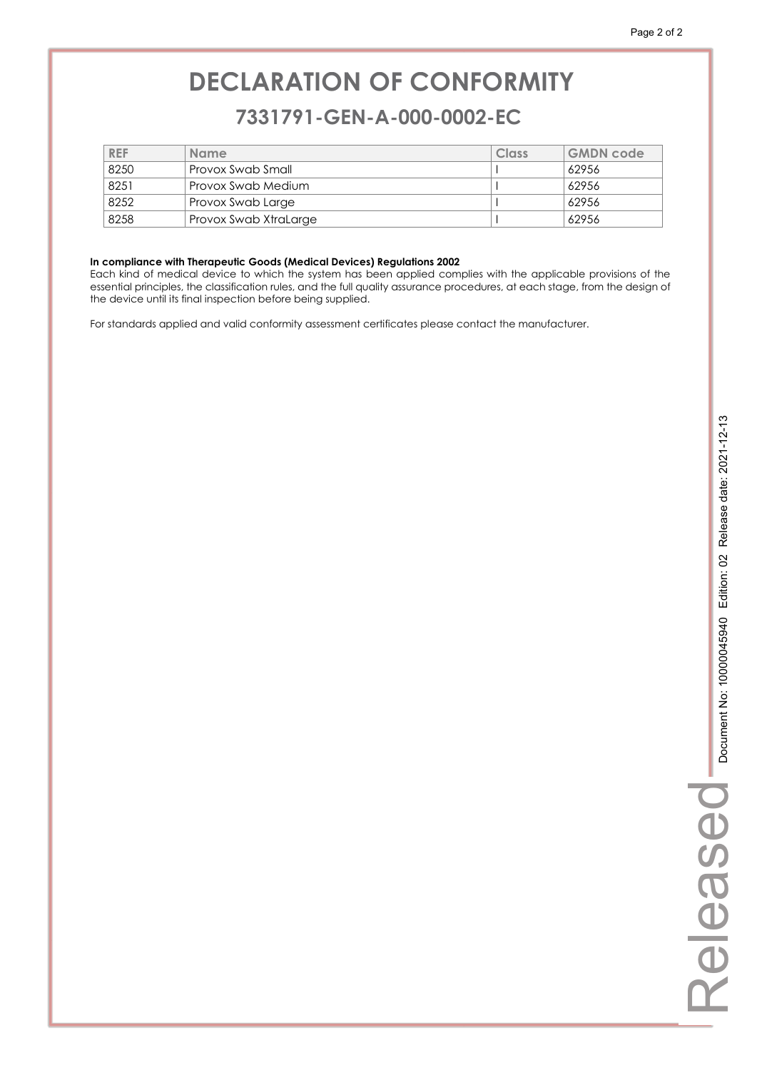# DECLARATION OF CONFORMITY

## 7331791-GEN-A-000-0002-EC

| REF | Name | Class | GMDN code |
|---|---|---|---|
| 8250 | Provox Swab Small | I | 62956 |
| 8251 | Provox Swab Medium | I | 62956 |
| 8252 | Provox Swab Large | I | 62956 |
| 8258 | Provox Swab XtraLarge | I | 62956 |

**In compliance with Therapeutic Goods (Medical Devices) Regulations 2002**
Each kind of medical device to which the system has been applied complies with the applicable provisions of the essential principles, the classification rules, and the full quality assurance procedures, at each stage, from the design of the device until its final inspection before being supplied.

For standards applied and valid conformity assessment certificates please contact the manufacturer.

Released Document No: 10000045940 Edition: 02 Release date: 2021-12-13